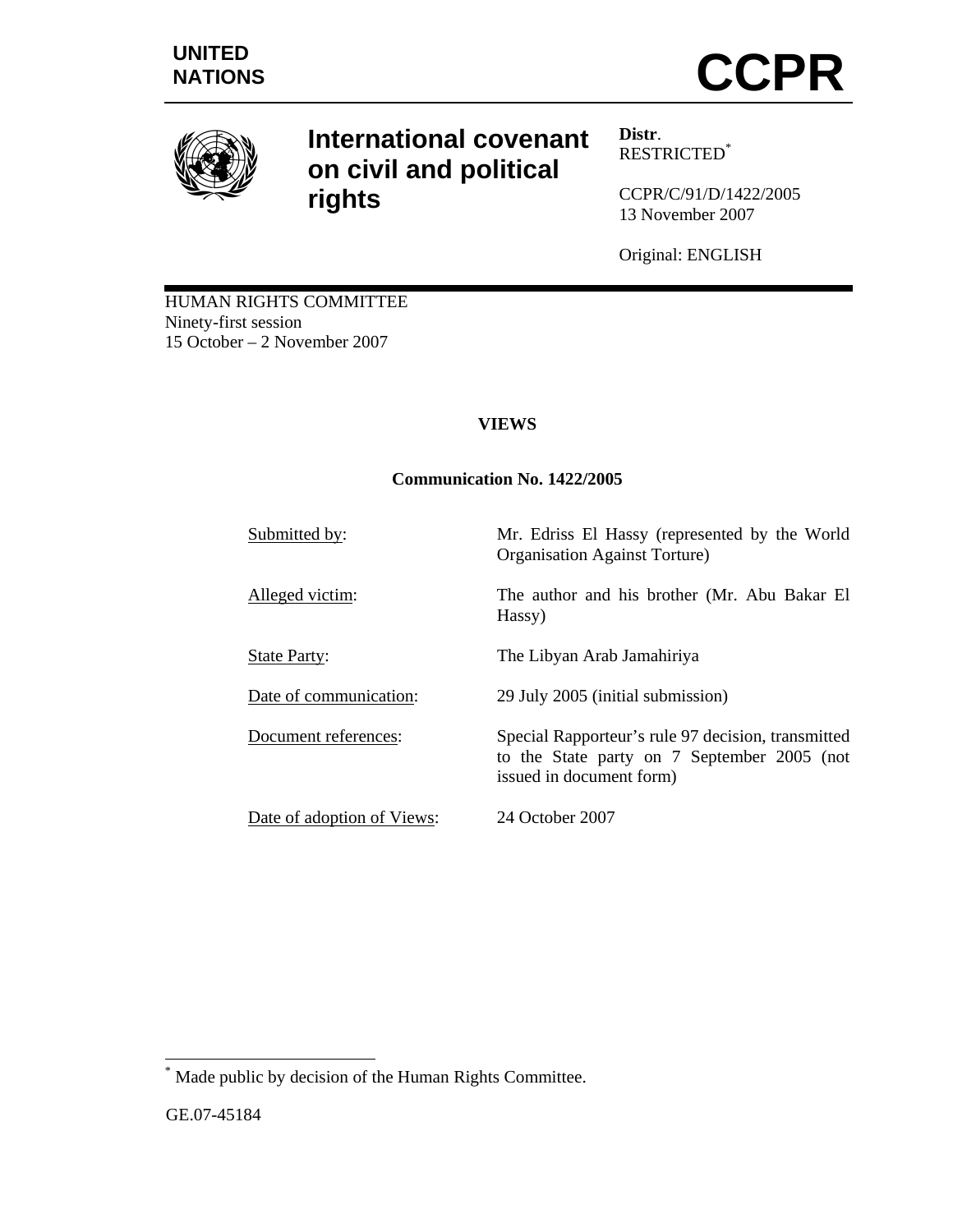UNITED NATIONS

# CCPR

## International covenant on civil and political rights

**Distr**.
RESTRICTED[*]

CCPR/C/91/D/1422/2005
13 November 2007

Original: ENGLISH

HUMAN RIGHTS COMMITTEE
Ninety-first session
15 October – 2 November 2007

**VIEWS**

**Communication No. 1422/2005**

| | |
|---|---|
| Submitted by: | Mr. Edriss El Hassy (represented by the World Organisation Against Torture) |
| Alleged victim: | The author and his brother (Mr. Abu Bakar El Hassy) |
| State Party: | The Libyan Arab Jamahiriya |
| Date of communication: | 29 July 2005 (initial submission) |
| Document references: | Special Rapporteur's rule 97 decision, transmitted to the State party on 7 September 2005 (not issued in document form) |
| Date of adoption of Views: | 24 October 2007 |

[*] Made public by decision of the Human Rights Committee.

GE.07-45184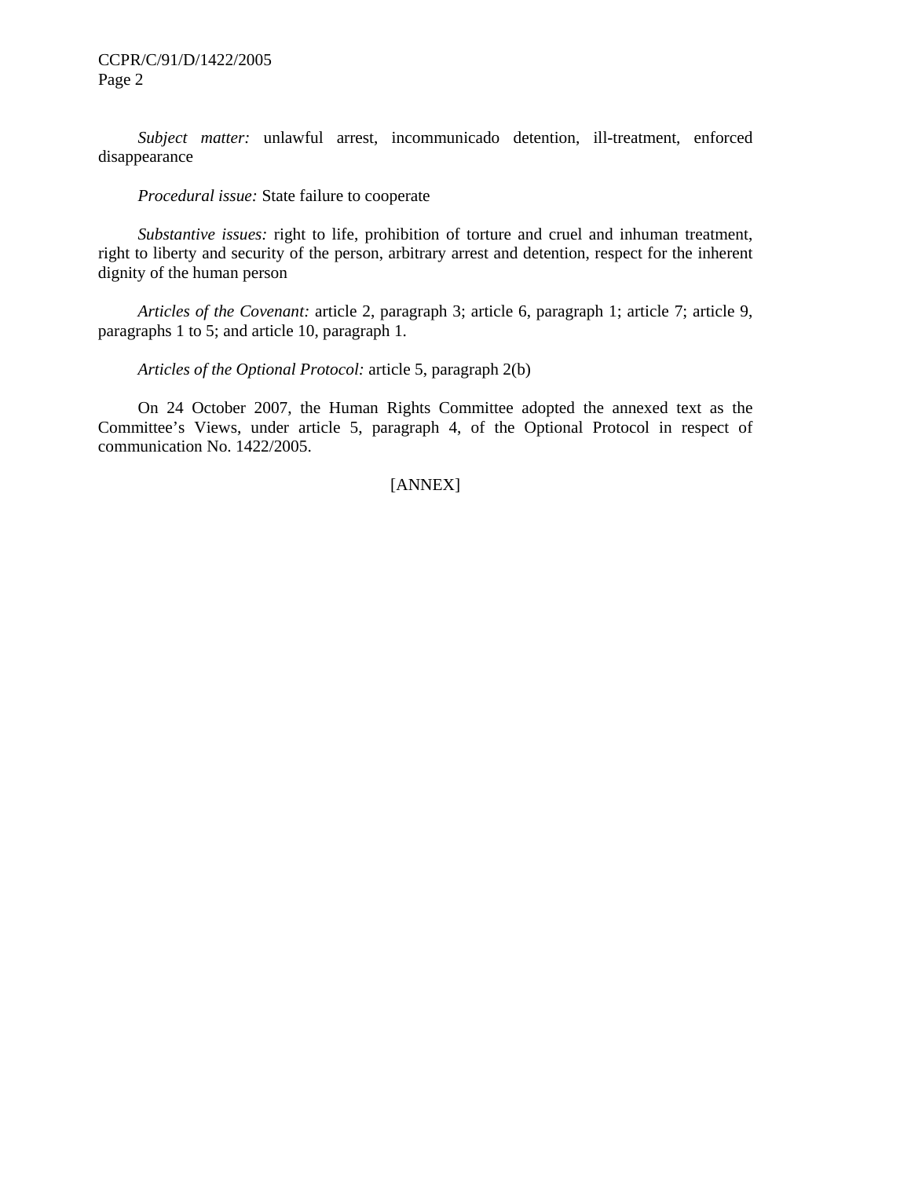*Subject matter:* unlawful arrest, incommunicado detention, ill-treatment, enforced disappearance

*Procedural issue:* State failure to cooperate

*Substantive issues:* right to life, prohibition of torture and cruel and inhuman treatment, right to liberty and security of the person, arbitrary arrest and detention, respect for the inherent dignity of the human person

*Articles of the Covenant:* article 2, paragraph 3; article 6, paragraph 1; article 7; article 9, paragraphs 1 to 5; and article 10, paragraph 1.

*Articles of the Optional Protocol:* article 5, paragraph 2(b)

On 24 October 2007, the Human Rights Committee adopted the annexed text as the Committee's Views, under article 5, paragraph 4, of the Optional Protocol in respect of communication No. 1422/2005.

[ANNEX]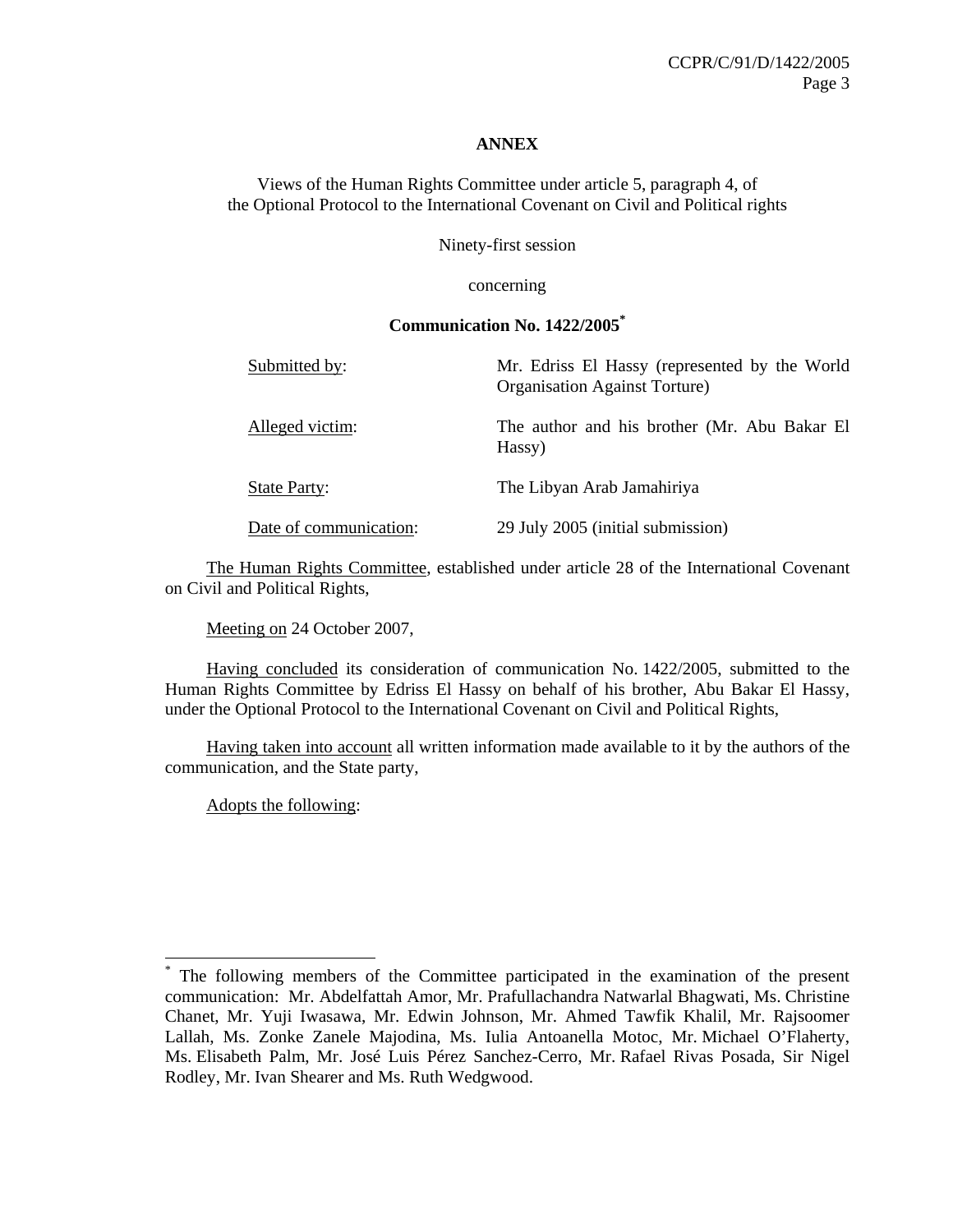**ANNEX**

Views of the Human Rights Committee under article 5, paragraph 4, of the Optional Protocol to the International Covenant on Civil and Political rights

Ninety-first session

concerning

**Communication No. 1422/2005**[*]

| | |
|---|---|
| Submitted by: | Mr. Edriss El Hassy (represented by the World Organisation Against Torture) |
| Alleged victim: | The author and his brother (Mr. Abu Bakar El Hassy) |
| State Party: | The Libyan Arab Jamahiriya |
| Date of communication: | 29 July 2005 (initial submission) |

The Human Rights Committee, established under article 28 of the International Covenant on Civil and Political Rights,

Meeting on 24 October 2007,

Having concluded its consideration of communication No. 1422/2005, submitted to the Human Rights Committee by Edriss El Hassy on behalf of his brother, Abu Bakar El Hassy, under the Optional Protocol to the International Covenant on Civil and Political Rights,

Having taken into account all written information made available to it by the authors of the communication, and the State party,

Adopts the following:

---

[*] The following members of the Committee participated in the examination of the present communication: Mr. Abdelfattah Amor, Mr. Prafullachandra Natwarlal Bhagwati, Ms. Christine Chanet, Mr. Yuji Iwasawa, Mr. Edwin Johnson, Mr. Ahmed Tawfik Khalil, Mr. Rajsoomer Lallah, Ms. Zonke Zanele Majodina, Ms. Iulia Antoanella Motoc, Mr. Michael O'Flaherty, Ms. Elisabeth Palm, Mr. José Luis Pérez Sanchez-Cerro, Mr. Rafael Rivas Posada, Sir Nigel Rodley, Mr. Ivan Shearer and Ms. Ruth Wedgwood.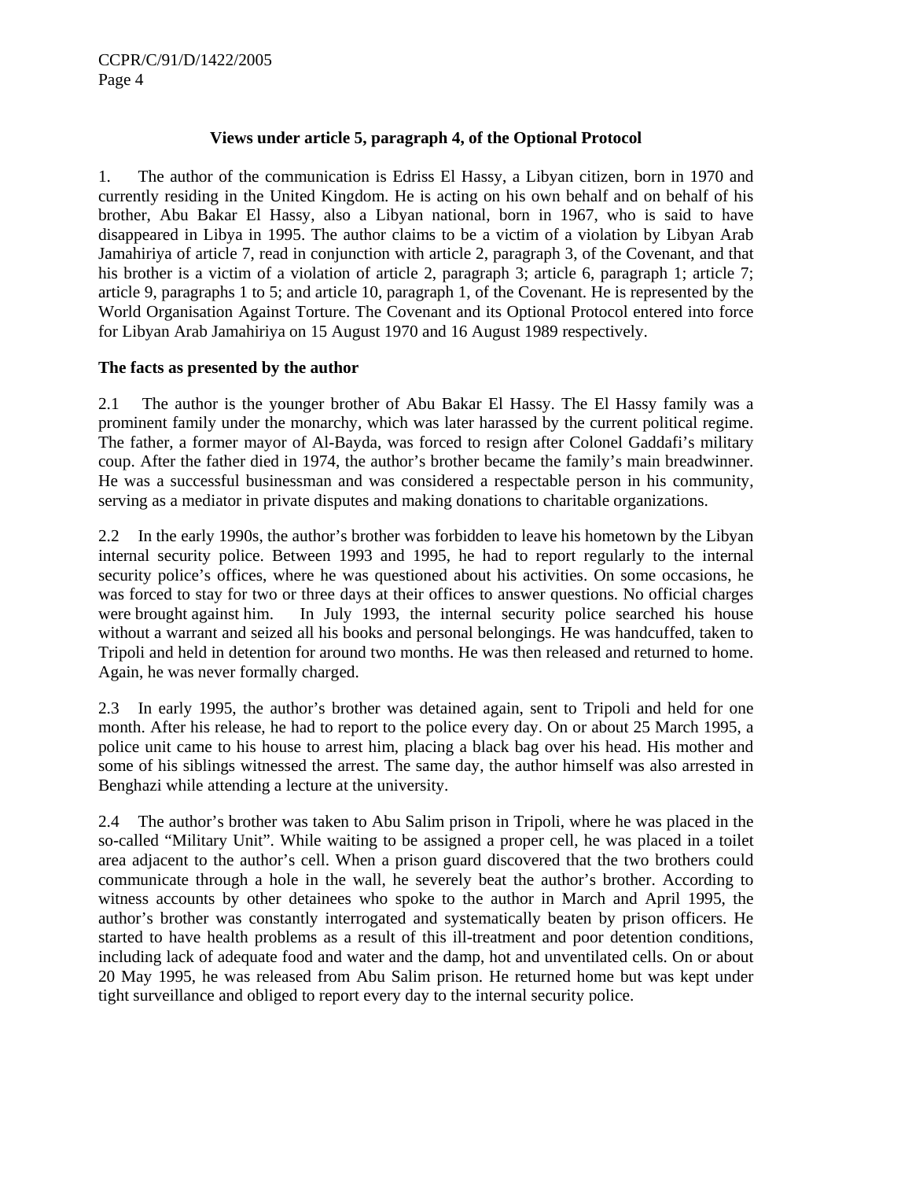**Views under article 5, paragraph 4, of the Optional Protocol**

1. The author of the communication is Edriss El Hassy, a Libyan citizen, born in 1970 and currently residing in the United Kingdom. He is acting on his own behalf and on behalf of his brother, Abu Bakar El Hassy, also a Libyan national, born in 1967, who is said to have disappeared in Libya in 1995. The author claims to be a victim of a violation by Libyan Arab Jamahiriya of article 7, read in conjunction with article 2, paragraph 3, of the Covenant, and that his brother is a victim of a violation of article 2, paragraph 3; article 6, paragraph 1; article 7; article 9, paragraphs 1 to 5; and article 10, paragraph 1, of the Covenant. He is represented by the World Organisation Against Torture. The Covenant and its Optional Protocol entered into force for Libyan Arab Jamahiriya on 15 August 1970 and 16 August 1989 respectively.

**The facts as presented by the author**

2.1 The author is the younger brother of Abu Bakar El Hassy. The El Hassy family was a prominent family under the monarchy, which was later harassed by the current political regime. The father, a former mayor of Al-Bayda, was forced to resign after Colonel Gaddafi's military coup. After the father died in 1974, the author's brother became the family's main breadwinner. He was a successful businessman and was considered a respectable person in his community, serving as a mediator in private disputes and making donations to charitable organizations.

2.2 In the early 1990s, the author's brother was forbidden to leave his hometown by the Libyan internal security police. Between 1993 and 1995, he had to report regularly to the internal security police's offices, where he was questioned about his activities. On some occasions, he was forced to stay for two or three days at their offices to answer questions. No official charges were brought against him. In July 1993, the internal security police searched his house without a warrant and seized all his books and personal belongings. He was handcuffed, taken to Tripoli and held in detention for around two months. He was then released and returned to home. Again, he was never formally charged.

2.3 In early 1995, the author's brother was detained again, sent to Tripoli and held for one month. After his release, he had to report to the police every day. On or about 25 March 1995, a police unit came to his house to arrest him, placing a black bag over his head. His mother and some of his siblings witnessed the arrest. The same day, the author himself was also arrested in Benghazi while attending a lecture at the university.

2.4 The author's brother was taken to Abu Salim prison in Tripoli, where he was placed in the so-called "Military Unit". While waiting to be assigned a proper cell, he was placed in a toilet area adjacent to the author's cell. When a prison guard discovered that the two brothers could communicate through a hole in the wall, he severely beat the author's brother. According to witness accounts by other detainees who spoke to the author in March and April 1995, the author's brother was constantly interrogated and systematically beaten by prison officers. He started to have health problems as a result of this ill-treatment and poor detention conditions, including lack of adequate food and water and the damp, hot and unventilated cells. On or about 20 May 1995, he was released from Abu Salim prison. He returned home but was kept under tight surveillance and obliged to report every day to the internal security police.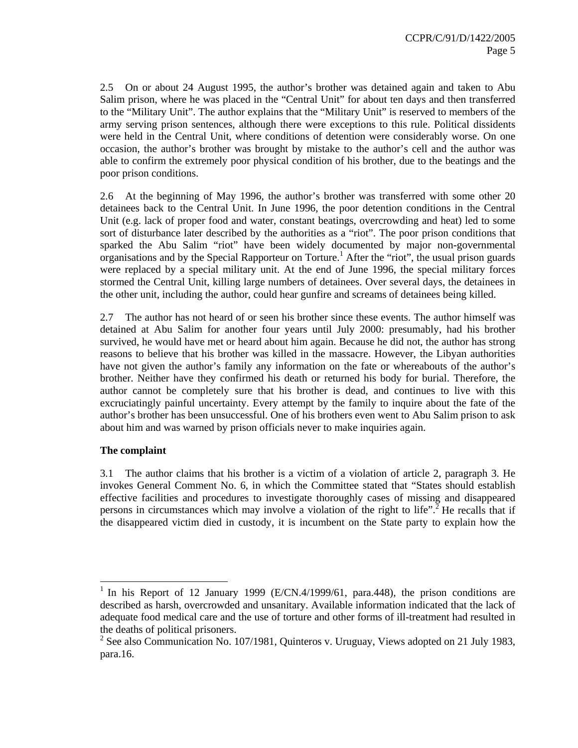2.5 On or about 24 August 1995, the author's brother was detained again and taken to Abu Salim prison, where he was placed in the "Central Unit" for about ten days and then transferred to the "Military Unit". The author explains that the "Military Unit" is reserved to members of the army serving prison sentences, although there were exceptions to this rule. Political dissidents were held in the Central Unit, where conditions of detention were considerably worse. On one occasion, the author's brother was brought by mistake to the author's cell and the author was able to confirm the extremely poor physical condition of his brother, due to the beatings and the poor prison conditions.

2.6 At the beginning of May 1996, the author's brother was transferred with some other 20 detainees back to the Central Unit. In June 1996, the poor detention conditions in the Central Unit (e.g. lack of proper food and water, constant beatings, overcrowding and heat) led to some sort of disturbance later described by the authorities as a "riot". The poor prison conditions that sparked the Abu Salim "riot" have been widely documented by major non-governmental organisations and by the Special Rapporteur on Torture.[1] After the "riot", the usual prison guards were replaced by a special military unit. At the end of June 1996, the special military forces stormed the Central Unit, killing large numbers of detainees. Over several days, the detainees in the other unit, including the author, could hear gunfire and screams of detainees being killed.

2.7 The author has not heard of or seen his brother since these events. The author himself was detained at Abu Salim for another four years until July 2000: presumably, had his brother survived, he would have met or heard about him again. Because he did not, the author has strong reasons to believe that his brother was killed in the massacre. However, the Libyan authorities have not given the author's family any information on the fate or whereabouts of the author's brother. Neither have they confirmed his death or returned his body for burial. Therefore, the author cannot be completely sure that his brother is dead, and continues to live with this excruciatingly painful uncertainty. Every attempt by the family to inquire about the fate of the author's brother has been unsuccessful. One of his brothers even went to Abu Salim prison to ask about him and was warned by prison officials never to make inquiries again.

**The complaint**

3.1 The author claims that his brother is a victim of a violation of article 2, paragraph 3. He invokes General Comment No. 6, in which the Committee stated that "States should establish effective facilities and procedures to investigate thoroughly cases of missing and disappeared persons in circumstances which may involve a violation of the right to life".[2] He recalls that if the disappeared victim died in custody, it is incumbent on the State party to explain how the

---

[1] In his Report of 12 January 1999 (E/CN.4/1999/61, para.448), the prison conditions are described as harsh, overcrowded and unsanitary. Available information indicated that the lack of adequate food medical care and the use of torture and other forms of ill-treatment had resulted in the deaths of political prisoners.

[2] See also Communication No. 107/1981, Quinteros v. Uruguay, Views adopted on 21 July 1983, para.16.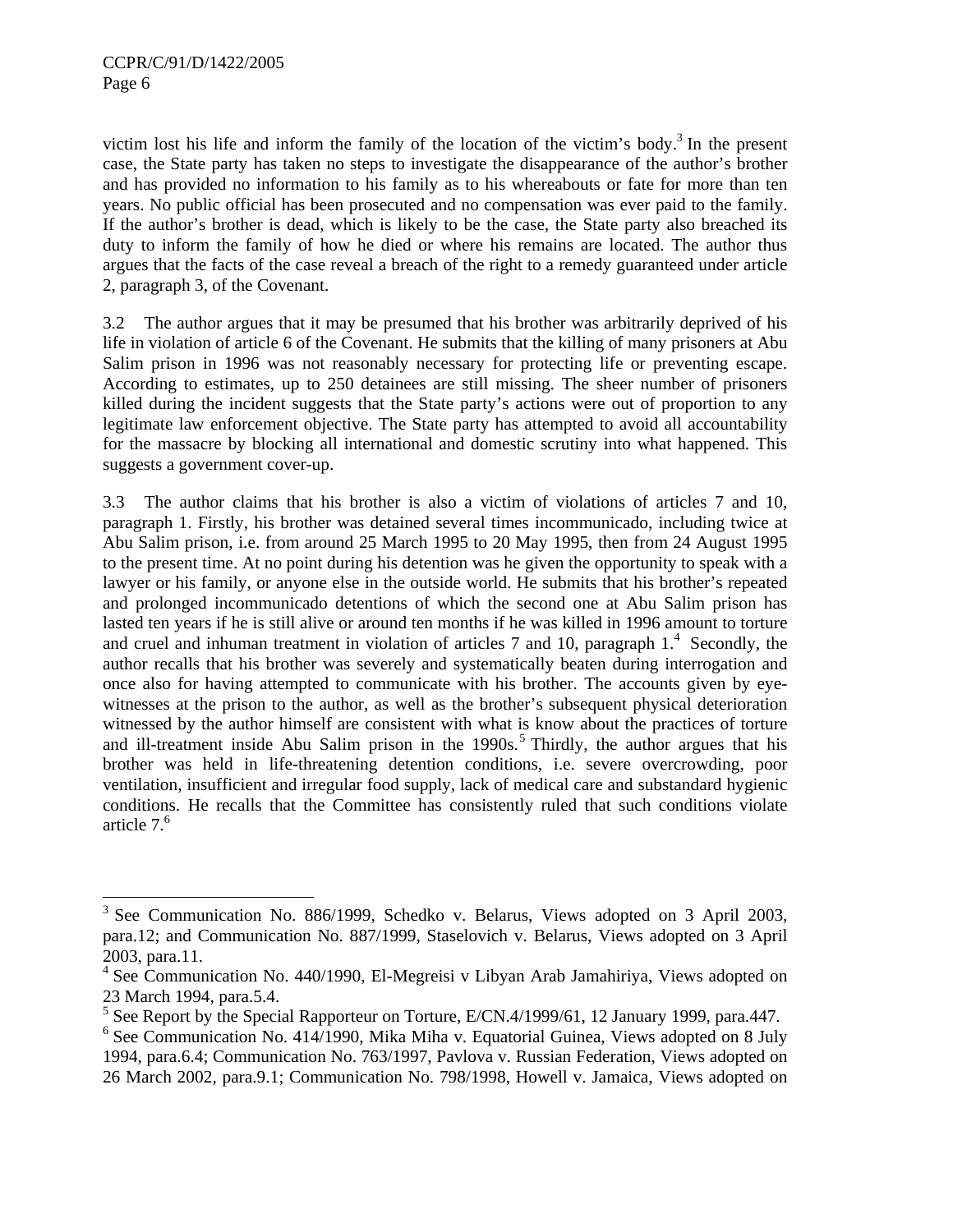victim lost his life and inform the family of the location of the victim's body.[3] In the present case, the State party has taken no steps to investigate the disappearance of the author's brother and has provided no information to his family as to his whereabouts or fate for more than ten years. No public official has been prosecuted and no compensation was ever paid to the family. If the author's brother is dead, which is likely to be the case, the State party also breached its duty to inform the family of how he died or where his remains are located. The author thus argues that the facts of the case reveal a breach of the right to a remedy guaranteed under article 2, paragraph 3, of the Covenant.

3.2 The author argues that it may be presumed that his brother was arbitrarily deprived of his life in violation of article 6 of the Covenant. He submits that the killing of many prisoners at Abu Salim prison in 1996 was not reasonably necessary for protecting life or preventing escape. According to estimates, up to 250 detainees are still missing. The sheer number of prisoners killed during the incident suggests that the State party's actions were out of proportion to any legitimate law enforcement objective. The State party has attempted to avoid all accountability for the massacre by blocking all international and domestic scrutiny into what happened. This suggests a government cover-up.

3.3 The author claims that his brother is also a victim of violations of articles 7 and 10, paragraph 1. Firstly, his brother was detained several times incommunicado, including twice at Abu Salim prison, i.e. from around 25 March 1995 to 20 May 1995, then from 24 August 1995 to the present time. At no point during his detention was he given the opportunity to speak with a lawyer or his family, or anyone else in the outside world. He submits that his brother's repeated and prolonged incommunicado detentions of which the second one at Abu Salim prison has lasted ten years if he is still alive or around ten months if he was killed in 1996 amount to torture and cruel and inhuman treatment in violation of articles 7 and 10, paragraph 1.[4] Secondly, the author recalls that his brother was severely and systematically beaten during interrogation and once also for having attempted to communicate with his brother. The accounts given by eye-witnesses at the prison to the author, as well as the brother's subsequent physical deterioration witnessed by the author himself are consistent with what is know about the practices of torture and ill-treatment inside Abu Salim prison in the 1990s.[5] Thirdly, the author argues that his brother was held in life-threatening detention conditions, i.e. severe overcrowding, poor ventilation, insufficient and irregular food supply, lack of medical care and substandard hygienic conditions. He recalls that the Committee has consistently ruled that such conditions violate article 7.[6]

---

[3] See Communication No. 886/1999, Schedko v. Belarus, Views adopted on 3 April 2003, para.12; and Communication No. 887/1999, Staselovich v. Belarus, Views adopted on 3 April 2003, para.11.

[4] See Communication No. 440/1990, El-Megreisi v Libyan Arab Jamahiriya, Views adopted on 23 March 1994, para.5.4.

[5] See Report by the Special Rapporteur on Torture, E/CN.4/1999/61, 12 January 1999, para.447.

[6] See Communication No. 414/1990, Mika Miha v. Equatorial Guinea, Views adopted on 8 July 1994, para.6.4; Communication No. 763/1997, Pavlova v. Russian Federation, Views adopted on 26 March 2002, para.9.1; Communication No. 798/1998, Howell v. Jamaica, Views adopted on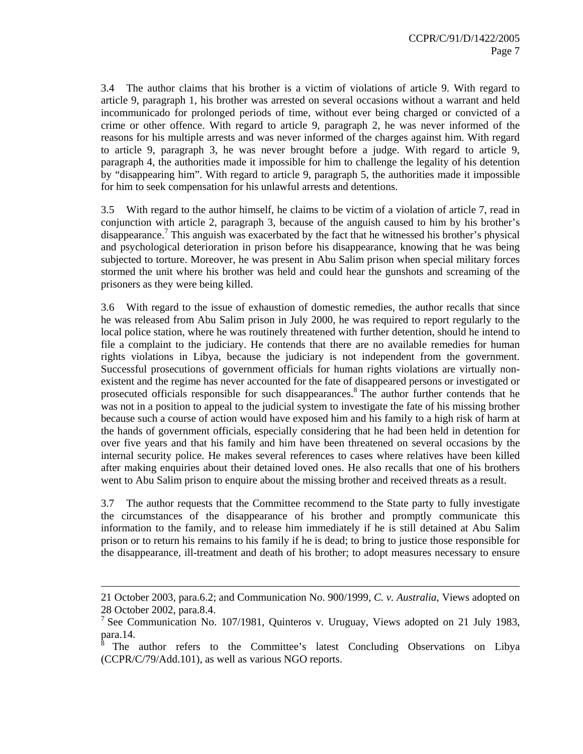3.4 The author claims that his brother is a victim of violations of article 9. With regard to article 9, paragraph 1, his brother was arrested on several occasions without a warrant and held incommunicado for prolonged periods of time, without ever being charged or convicted of a crime or other offence. With regard to article 9, paragraph 2, he was never informed of the reasons for his multiple arrests and was never informed of the charges against him. With regard to article 9, paragraph 3, he was never brought before a judge. With regard to article 9, paragraph 4, the authorities made it impossible for him to challenge the legality of his detention by "disappearing him". With regard to article 9, paragraph 5, the authorities made it impossible for him to seek compensation for his unlawful arrests and detentions.

3.5 With regard to the author himself, he claims to be victim of a violation of article 7, read in conjunction with article 2, paragraph 3, because of the anguish caused to him by his brother's disappearance.[7] This anguish was exacerbated by the fact that he witnessed his brother's physical and psychological deterioration in prison before his disappearance, knowing that he was being subjected to torture. Moreover, he was present in Abu Salim prison when special military forces stormed the unit where his brother was held and could hear the gunshots and screaming of the prisoners as they were being killed.

3.6 With regard to the issue of exhaustion of domestic remedies, the author recalls that since he was released from Abu Salim prison in July 2000, he was required to report regularly to the local police station, where he was routinely threatened with further detention, should he intend to file a complaint to the judiciary. He contends that there are no available remedies for human rights violations in Libya, because the judiciary is not independent from the government. Successful prosecutions of government officials for human rights violations are virtually non-existent and the regime has never accounted for the fate of disappeared persons or investigated or prosecuted officials responsible for such disappearances.[8] The author further contends that he was not in a position to appeal to the judicial system to investigate the fate of his missing brother because such a course of action would have exposed him and his family to a high risk of harm at the hands of government officials, especially considering that he had been held in detention for over five years and that his family and him have been threatened on several occasions by the internal security police. He makes several references to cases where relatives have been killed after making enquiries about their detained loved ones. He also recalls that one of his brothers went to Abu Salim prison to enquire about the missing brother and received threats as a result.

3.7 The author requests that the Committee recommend to the State party to fully investigate the circumstances of the disappearance of his brother and promptly communicate this information to the family, and to release him immediately if he is still detained at Abu Salim prison or to return his remains to his family if he is dead; to bring to justice those responsible for the disappearance, ill-treatment and death of his brother; to adopt measures necessary to ensure

---

21 October 2003, para.6.2; and Communication No. 900/1999, *C. v. Australia*, Views adopted on 28 October 2002, para.8.4.

[7] See Communication No. 107/1981, Quinteros v. Uruguay, Views adopted on 21 July 1983, para.14.

[8] The author refers to the Committee's latest Concluding Observations on Libya (CCPR/C/79/Add.101), as well as various NGO reports.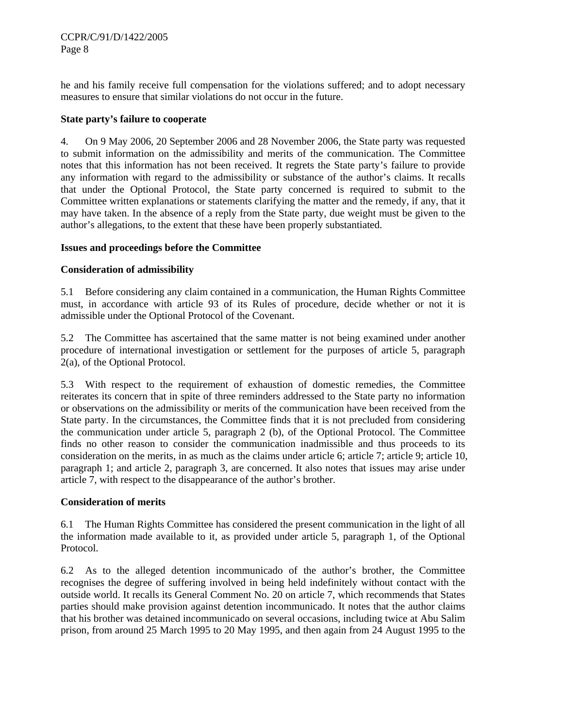he and his family receive full compensation for the violations suffered; and to adopt necessary measures to ensure that similar violations do not occur in the future.

**State party's failure to cooperate**

4. On 9 May 2006, 20 September 2006 and 28 November 2006, the State party was requested to submit information on the admissibility and merits of the communication. The Committee notes that this information has not been received. It regrets the State party's failure to provide any information with regard to the admissibility or substance of the author's claims. It recalls that under the Optional Protocol, the State party concerned is required to submit to the Committee written explanations or statements clarifying the matter and the remedy, if any, that it may have taken. In the absence of a reply from the State party, due weight must be given to the author's allegations, to the extent that these have been properly substantiated.

**Issues and proceedings before the Committee**

**Consideration of admissibility**

5.1 Before considering any claim contained in a communication, the Human Rights Committee must, in accordance with article 93 of its Rules of procedure, decide whether or not it is admissible under the Optional Protocol of the Covenant.

5.2 The Committee has ascertained that the same matter is not being examined under another procedure of international investigation or settlement for the purposes of article 5, paragraph 2(a), of the Optional Protocol.

5.3 With respect to the requirement of exhaustion of domestic remedies, the Committee reiterates its concern that in spite of three reminders addressed to the State party no information or observations on the admissibility or merits of the communication have been received from the State party. In the circumstances, the Committee finds that it is not precluded from considering the communication under article 5, paragraph 2 (b), of the Optional Protocol. The Committee finds no other reason to consider the communication inadmissible and thus proceeds to its consideration on the merits, in as much as the claims under article 6; article 7; article 9; article 10, paragraph 1; and article 2, paragraph 3, are concerned. It also notes that issues may arise under article 7, with respect to the disappearance of the author's brother.

**Consideration of merits**

6.1 The Human Rights Committee has considered the present communication in the light of all the information made available to it, as provided under article 5, paragraph 1, of the Optional Protocol.

6.2 As to the alleged detention incommunicado of the author's brother, the Committee recognises the degree of suffering involved in being held indefinitely without contact with the outside world. It recalls its General Comment No. 20 on article 7, which recommends that States parties should make provision against detention incommunicado. It notes that the author claims that his brother was detained incommunicado on several occasions, including twice at Abu Salim prison, from around 25 March 1995 to 20 May 1995, and then again from 24 August 1995 to the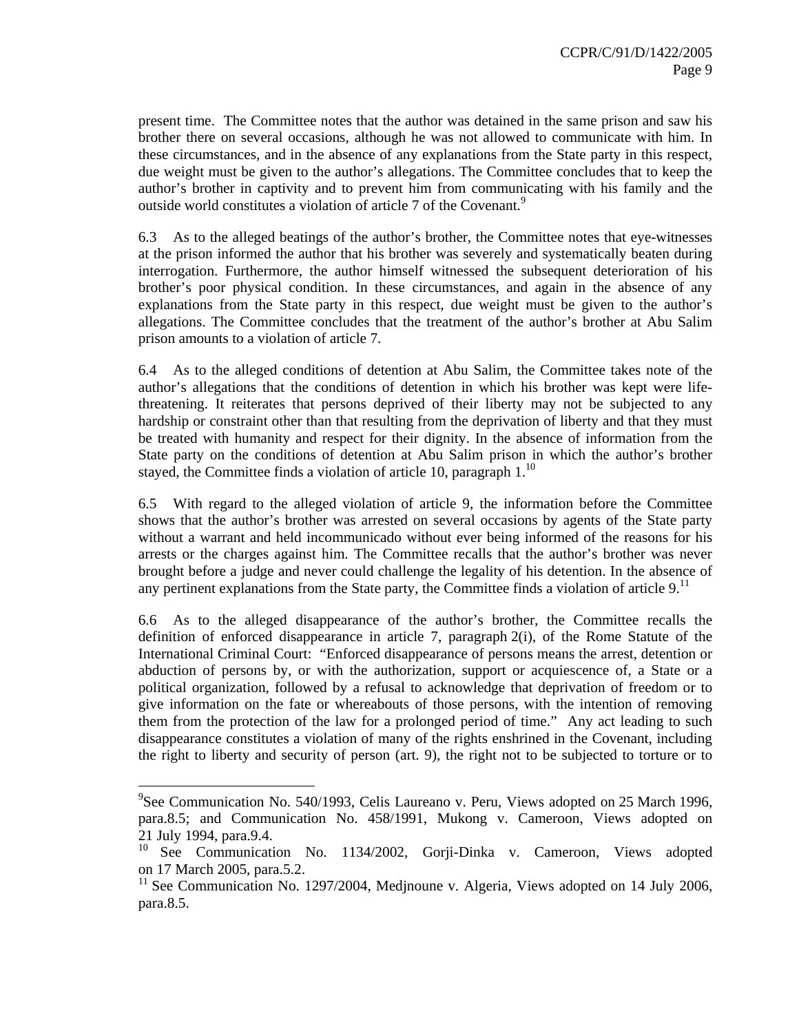present time. The Committee notes that the author was detained in the same prison and saw his brother there on several occasions, although he was not allowed to communicate with him. In these circumstances, and in the absence of any explanations from the State party in this respect, due weight must be given to the author's allegations. The Committee concludes that to keep the author's brother in captivity and to prevent him from communicating with his family and the outside world constitutes a violation of article 7 of the Covenant.[9]

6.3 As to the alleged beatings of the author's brother, the Committee notes that eye-witnesses at the prison informed the author that his brother was severely and systematically beaten during interrogation. Furthermore, the author himself witnessed the subsequent deterioration of his brother's poor physical condition. In these circumstances, and again in the absence of any explanations from the State party in this respect, due weight must be given to the author's allegations. The Committee concludes that the treatment of the author's brother at Abu Salim prison amounts to a violation of article 7.

6.4 As to the alleged conditions of detention at Abu Salim, the Committee takes note of the author's allegations that the conditions of detention in which his brother was kept were life-threatening. It reiterates that persons deprived of their liberty may not be subjected to any hardship or constraint other than that resulting from the deprivation of liberty and that they must be treated with humanity and respect for their dignity. In the absence of information from the State party on the conditions of detention at Abu Salim prison in which the author's brother stayed, the Committee finds a violation of article 10, paragraph 1.[10]

6.5 With regard to the alleged violation of article 9, the information before the Committee shows that the author's brother was arrested on several occasions by agents of the State party without a warrant and held incommunicado without ever being informed of the reasons for his arrests or the charges against him. The Committee recalls that the author's brother was never brought before a judge and never could challenge the legality of his detention. In the absence of any pertinent explanations from the State party, the Committee finds a violation of article 9.[11]

6.6 As to the alleged disappearance of the author's brother, the Committee recalls the definition of enforced disappearance in article 7, paragraph 2(i), of the Rome Statute of the International Criminal Court: "Enforced disappearance of persons means the arrest, detention or abduction of persons by, or with the authorization, support or acquiescence of, a State or a political organization, followed by a refusal to acknowledge that deprivation of freedom or to give information on the fate or whereabouts of those persons, with the intention of removing them from the protection of the law for a prolonged period of time." Any act leading to such disappearance constitutes a violation of many of the rights enshrined in the Covenant, including the right to liberty and security of person (art. 9), the right not to be subjected to torture or to

---

[9] See Communication No. 540/1993, Celis Laureano v. Peru, Views adopted on 25 March 1996, para.8.5; and Communication No. 458/1991, Mukong v. Cameroon, Views adopted on 21 July 1994, para.9.4.

[10] See Communication No. 1134/2002, Gorji-Dinka v. Cameroon, Views adopted on 17 March 2005, para.5.2.

[11] See Communication No. 1297/2004, Medjnoune v. Algeria, Views adopted on 14 July 2006, para.8.5.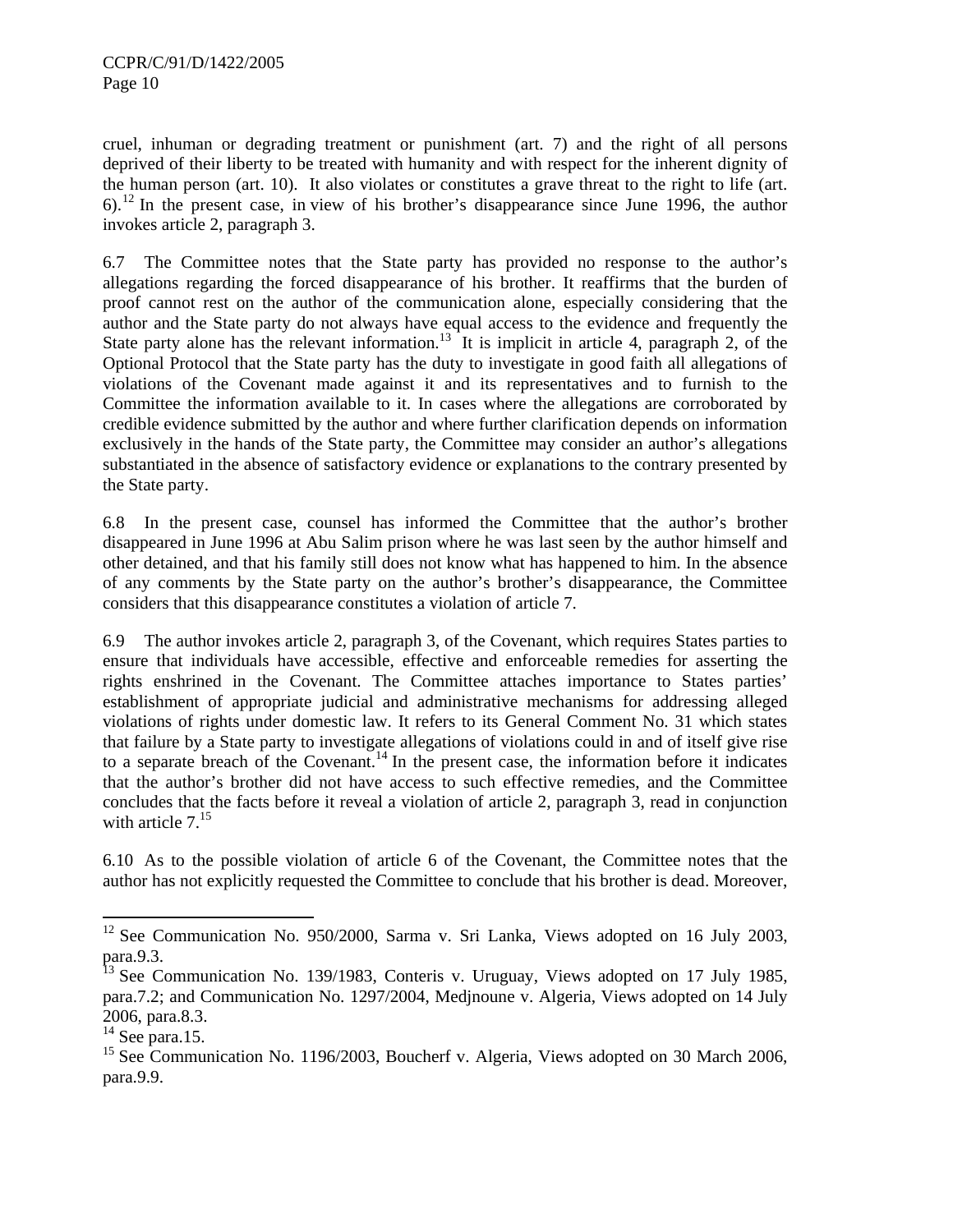cruel, inhuman or degrading treatment or punishment (art. 7) and the right of all persons deprived of their liberty to be treated with humanity and with respect for the inherent dignity of the human person (art. 10). It also violates or constitutes a grave threat to the right to life (art. 6).[12] In the present case, in view of his brother's disappearance since June 1996, the author invokes article 2, paragraph 3.

6.7 The Committee notes that the State party has provided no response to the author's allegations regarding the forced disappearance of his brother. It reaffirms that the burden of proof cannot rest on the author of the communication alone, especially considering that the author and the State party do not always have equal access to the evidence and frequently the State party alone has the relevant information.[13] It is implicit in article 4, paragraph 2, of the Optional Protocol that the State party has the duty to investigate in good faith all allegations of violations of the Covenant made against it and its representatives and to furnish to the Committee the information available to it. In cases where the allegations are corroborated by credible evidence submitted by the author and where further clarification depends on information exclusively in the hands of the State party, the Committee may consider an author's allegations substantiated in the absence of satisfactory evidence or explanations to the contrary presented by the State party.

6.8 In the present case, counsel has informed the Committee that the author's brother disappeared in June 1996 at Abu Salim prison where he was last seen by the author himself and other detained, and that his family still does not know what has happened to him. In the absence of any comments by the State party on the author's brother's disappearance, the Committee considers that this disappearance constitutes a violation of article 7.

6.9 The author invokes article 2, paragraph 3, of the Covenant, which requires States parties to ensure that individuals have accessible, effective and enforceable remedies for asserting the rights enshrined in the Covenant. The Committee attaches importance to States parties' establishment of appropriate judicial and administrative mechanisms for addressing alleged violations of rights under domestic law. It refers to its General Comment No. 31 which states that failure by a State party to investigate allegations of violations could in and of itself give rise to a separate breach of the Covenant.[14] In the present case, the information before it indicates that the author's brother did not have access to such effective remedies, and the Committee concludes that the facts before it reveal a violation of article 2, paragraph 3, read in conjunction with article 7.[15]

6.10 As to the possible violation of article 6 of the Covenant, the Committee notes that the author has not explicitly requested the Committee to conclude that his brother is dead. Moreover,

---

[12] See Communication No. 950/2000, Sarma v. Sri Lanka, Views adopted on 16 July 2003, para.9.3.

[13] See Communication No. 139/1983, Conteris v. Uruguay, Views adopted on 17 July 1985, para.7.2; and Communication No. 1297/2004, Medjnoune v. Algeria, Views adopted on 14 July 2006, para.8.3.

[14] See para.15.

[15] See Communication No. 1196/2003, Boucherf v. Algeria, Views adopted on 30 March 2006, para.9.9.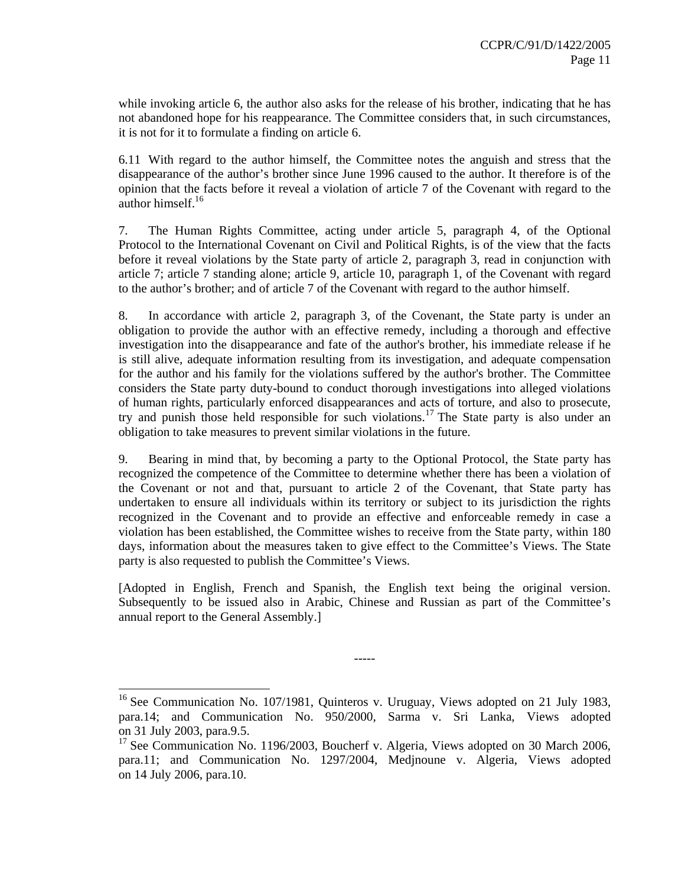while invoking article 6, the author also asks for the release of his brother, indicating that he has not abandoned hope for his reappearance. The Committee considers that, in such circumstances, it is not for it to formulate a finding on article 6.

6.11 With regard to the author himself, the Committee notes the anguish and stress that the disappearance of the author's brother since June 1996 caused to the author. It therefore is of the opinion that the facts before it reveal a violation of article 7 of the Covenant with regard to the author himself.[16]

7. The Human Rights Committee, acting under article 5, paragraph 4, of the Optional Protocol to the International Covenant on Civil and Political Rights, is of the view that the facts before it reveal violations by the State party of article 2, paragraph 3, read in conjunction with article 7; article 7 standing alone; article 9, article 10, paragraph 1, of the Covenant with regard to the author's brother; and of article 7 of the Covenant with regard to the author himself.

8. In accordance with article 2, paragraph 3, of the Covenant, the State party is under an obligation to provide the author with an effective remedy, including a thorough and effective investigation into the disappearance and fate of the author's brother, his immediate release if he is still alive, adequate information resulting from its investigation, and adequate compensation for the author and his family for the violations suffered by the author's brother. The Committee considers the State party duty-bound to conduct thorough investigations into alleged violations of human rights, particularly enforced disappearances and acts of torture, and also to prosecute, try and punish those held responsible for such violations.[17] The State party is also under an obligation to take measures to prevent similar violations in the future.

9. Bearing in mind that, by becoming a party to the Optional Protocol, the State party has recognized the competence of the Committee to determine whether there has been a violation of the Covenant or not and that, pursuant to article 2 of the Covenant, that State party has undertaken to ensure all individuals within its territory or subject to its jurisdiction the rights recognized in the Covenant and to provide an effective and enforceable remedy in case a violation has been established, the Committee wishes to receive from the State party, within 180 days, information about the measures taken to give effect to the Committee's Views. The State party is also requested to publish the Committee's Views.

[Adopted in English, French and Spanish, the English text being the original version. Subsequently to be issued also in Arabic, Chinese and Russian as part of the Committee's annual report to the General Assembly.]

-----

[16] See Communication No. 107/1981, Quinteros v. Uruguay, Views adopted on 21 July 1983, para.14; and Communication No. 950/2000, Sarma v. Sri Lanka, Views adopted on 31 July 2003, para.9.5.

[17] See Communication No. 1196/2003, Boucherf v. Algeria, Views adopted on 30 March 2006, para.11; and Communication No. 1297/2004, Medjnoune v. Algeria, Views adopted on 14 July 2006, para.10.